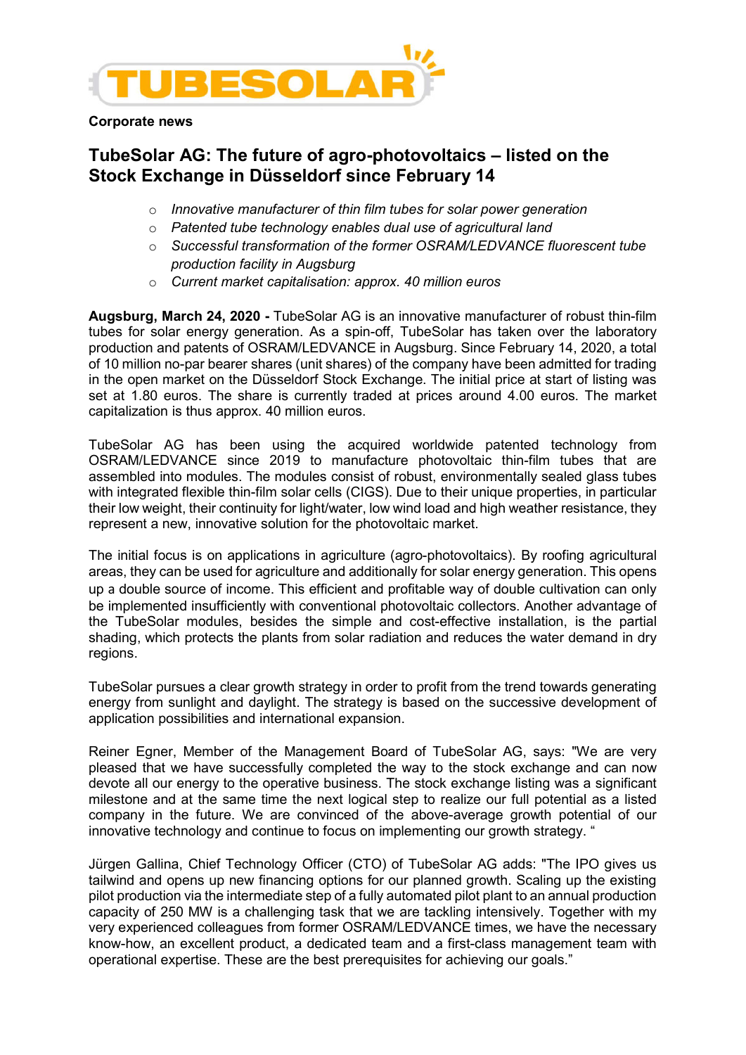TUBESOLAR

**Corporate news**

# TubeSolar AG: The future of agro-photovoltaics – listed on the Stock Exchange in Düsseldorf since February 14

- *Innovative manufacturer of thin film tubes for solar power generation*
- *Patented tube technology enables dual use of agricultural land*
- *Successful transformation of the former OSRAM/LEDVANCE fluorescent tube production facility in Augsburg*
- *Current market capitalisation: approx. 40 million euros*

**Augsburg, March 24, 2020 -** TubeSolar AG is an innovative manufacturer of robust thin-film tubes for solar energy generation. As a spin-off, TubeSolar has taken over the laboratory production and patents of OSRAM/LEDVANCE in Augsburg. Since February 14, 2020, a total of 10 million no-par bearer shares (unit shares) of the company have been admitted for trading in the open market on the Düsseldorf Stock Exchange. The initial price at start of listing was set at 1.80 euros. The share is currently traded at prices around 4.00 euros. The market capitalization is thus approx. 40 million euros.

TubeSolar AG has been using the acquired worldwide patented technology from OSRAM/LEDVANCE since 2019 to manufacture photovoltaic thin-film tubes that are assembled into modules. The modules consist of robust, environmentally sealed glass tubes with integrated flexible thin-film solar cells (CIGS). Due to their unique properties, in particular their low weight, their continuity for light/water, low wind load and high weather resistance, they represent a new, innovative solution for the photovoltaic market.

The initial focus is on applications in agriculture (agro-photovoltaics). By roofing agricultural areas, they can be used for agriculture and additionally for solar energy generation. This opens up a double source of income. This efficient and profitable way of double cultivation can only be implemented insufficiently with conventional photovoltaic collectors. Another advantage of the TubeSolar modules, besides the simple and cost-effective installation, is the partial shading, which protects the plants from solar radiation and reduces the water demand in dry regions.

TubeSolar pursues a clear growth strategy in order to profit from the trend towards generating energy from sunlight and daylight. The strategy is based on the successive development of application possibilities and international expansion.

Reiner Egner, Member of the Management Board of TubeSolar AG, says: "We are very pleased that we have successfully completed the way to the stock exchange and can now devote all our energy to the operative business. The stock exchange listing was a significant milestone and at the same time the next logical step to realize our full potential as a listed company in the future. We are convinced of the above-average growth potential of our innovative technology and continue to focus on implementing our growth strategy. "

Jürgen Gallina, Chief Technology Officer (CTO) of TubeSolar AG adds: "The IPO gives us tailwind and opens up new financing options for our planned growth. Scaling up the existing pilot production via the intermediate step of a fully automated pilot plant to an annual production capacity of 250 MW is a challenging task that we are tackling intensively. Together with my very experienced colleagues from former OSRAM/LEDVANCE times, we have the necessary know-how, an excellent product, a dedicated team and a first-class management team with operational expertise. These are the best prerequisites for achieving our goals."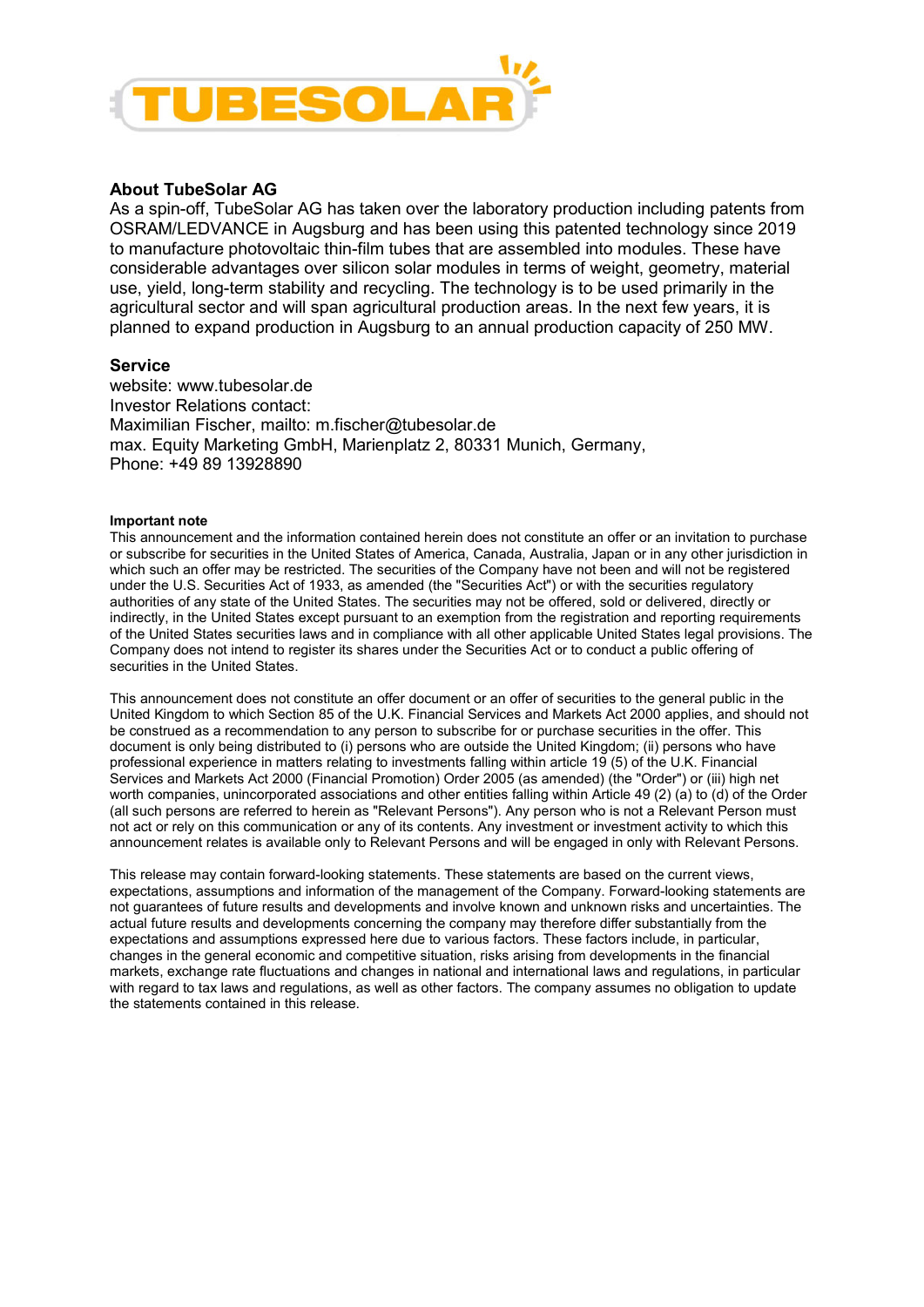## About TubeSolar AG

As a spin-off, TubeSolar AG has taken over the laboratory production including patents from OSRAM/LEDVANCE in Augsburg and has been using this patented technology since 2019 to manufacture photovoltaic thin-film tubes that are assembled into modules. These have considerable advantages over silicon solar modules in terms of weight, geometry, material use, yield, long-term stability and recycling. The technology is to be used primarily in the agricultural sector and will span agricultural production areas. In the next few years, it is planned to expand production in Augsburg to an annual production capacity of 250 MW.

## Service

website: www.tubesolar.de
Investor Relations contact:
Maximilian Fischer, mailto: m.fischer@tubesolar.de
max. Equity Marketing GmbH, Marienplatz 2, 80331 Munich, Germany,
Phone: +49 89 13928890

**Important note**

This announcement and the information contained herein does not constitute an offer or an invitation to purchase or subscribe for securities in the United States of America, Canada, Australia, Japan or in any other jurisdiction in which such an offer may be restricted. The securities of the Company have not been and will not be registered under the U.S. Securities Act of 1933, as amended (the "Securities Act") or with the securities regulatory authorities of any state of the United States. The securities may not be offered, sold or delivered, directly or indirectly, in the United States except pursuant to an exemption from the registration and reporting requirements of the United States securities laws and in compliance with all other applicable United States legal provisions. The Company does not intend to register its shares under the Securities Act or to conduct a public offering of securities in the United States.

This announcement does not constitute an offer document or an offer of securities to the general public in the United Kingdom to which Section 85 of the U.K. Financial Services and Markets Act 2000 applies, and should not be construed as a recommendation to any person to subscribe for or purchase securities in the offer. This document is only being distributed to (i) persons who are outside the United Kingdom; (ii) persons who have professional experience in matters relating to investments falling within article 19 (5) of the U.K. Financial Services and Markets Act 2000 (Financial Promotion) Order 2005 (as amended) (the "Order") or (iii) high net worth companies, unincorporated associations and other entities falling within Article 49 (2) (a) to (d) of the Order (all such persons are referred to herein as "Relevant Persons"). Any person who is not a Relevant Person must not act or rely on this communication or any of its contents. Any investment or investment activity to which this announcement relates is available only to Relevant Persons and will be engaged in only with Relevant Persons.

This release may contain forward-looking statements. These statements are based on the current views, expectations, assumptions and information of the management of the Company. Forward-looking statements are not guarantees of future results and developments and involve known and unknown risks and uncertainties. The actual future results and developments concerning the company may therefore differ substantially from the expectations and assumptions expressed here due to various factors. These factors include, in particular, changes in the general economic and competitive situation, risks arising from developments in the financial markets, exchange rate fluctuations and changes in national and international laws and regulations, in particular with regard to tax laws and regulations, as well as other factors. The company assumes no obligation to update the statements contained in this release.